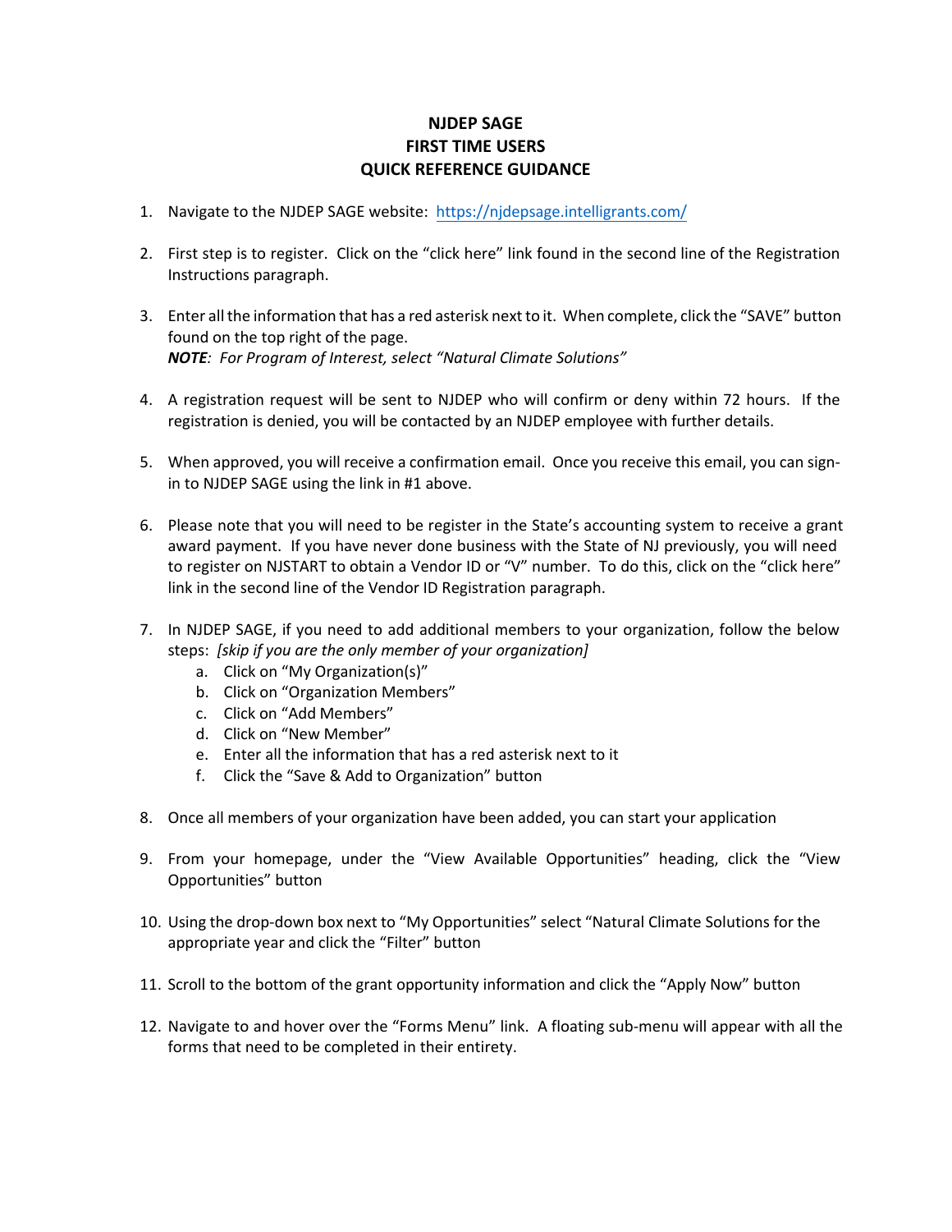# NJDEP SAGE
# FIRST TIME USERS
# QUICK REFERENCE GUIDANCE

1. Navigate to the NJDEP SAGE website: https://njdepsage.intelligrants.com/

2. First step is to register. Click on the "click here" link found in the second line of the Registration Instructions paragraph.

3. Enter all the information that has a red asterisk next to it. When complete, click the "SAVE" button found on the top right of the page.
   ***NOTE**: For Program of Interest, select "Natural Climate Solutions"*

4. A registration request will be sent to NJDEP who will confirm or deny within 72 hours. If the registration is denied, you will be contacted by an NJDEP employee with further details.

5. When approved, you will receive a confirmation email. Once you receive this email, you can sign-in to NJDEP SAGE using the link in #1 above.

6. Please note that you will need to be register in the State's accounting system to receive a grant award payment. If you have never done business with the State of NJ previously, you will need to register on NJSTART to obtain a Vendor ID or "V" number. To do this, click on the "click here" link in the second line of the Vendor ID Registration paragraph.

7. In NJDEP SAGE, if you need to add additional members to your organization, follow the below steps: *[skip if you are the only member of your organization]*
   a. Click on "My Organization(s)"
   b. Click on "Organization Members"
   c. Click on "Add Members"
   d. Click on "New Member"
   e. Enter all the information that has a red asterisk next to it
   f. Click the "Save & Add to Organization" button

8. Once all members of your organization have been added, you can start your application

9. From your homepage, under the "View Available Opportunities" heading, click the "View Opportunities" button

10. Using the drop-down box next to "My Opportunities" select "Natural Climate Solutions for the appropriate year and click the "Filter" button

11. Scroll to the bottom of the grant opportunity information and click the "Apply Now" button

12. Navigate to and hover over the "Forms Menu" link. A floating sub-menu will appear with all the forms that need to be completed in their entirety.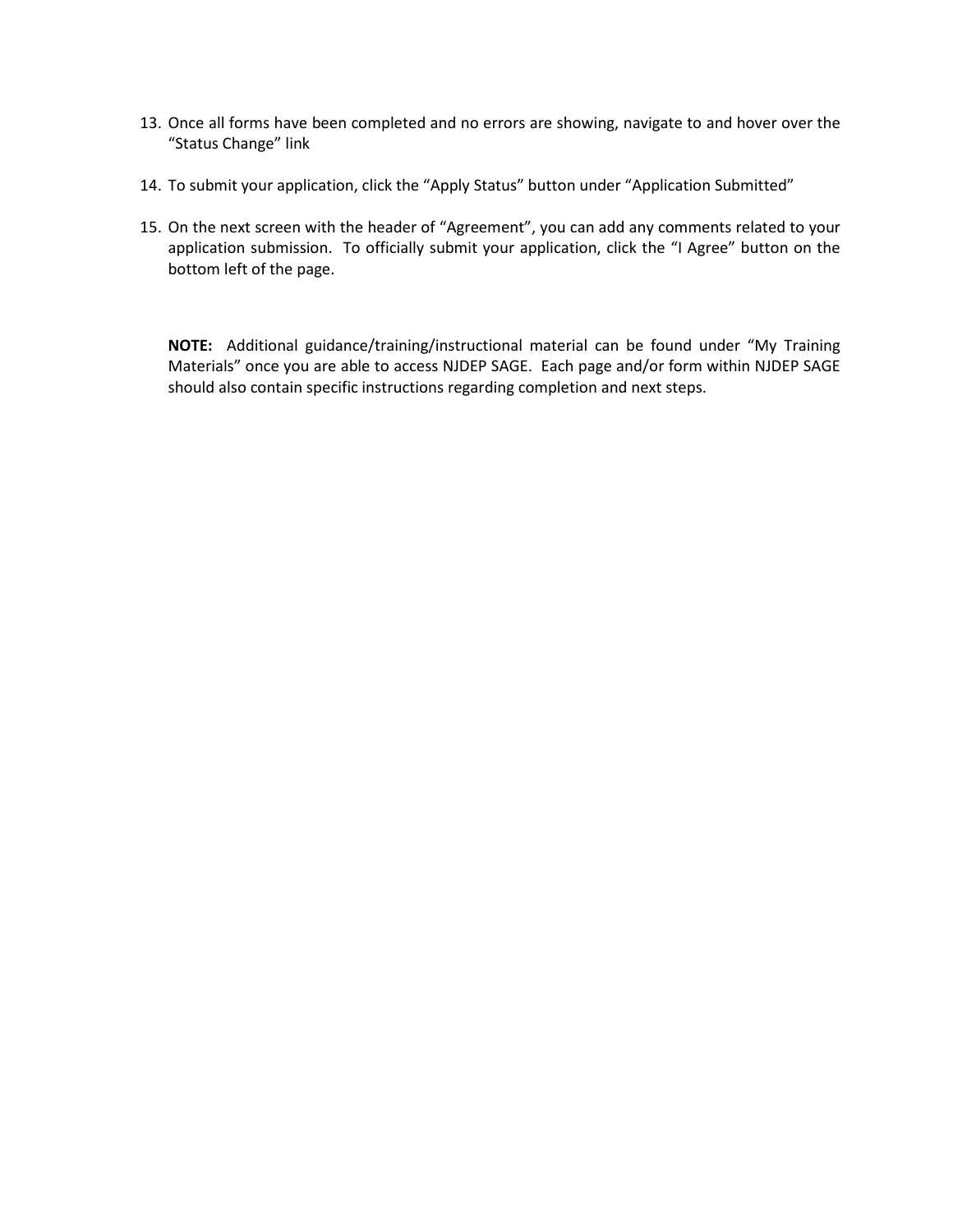13. Once all forms have been completed and no errors are showing, navigate to and hover over the "Status Change" link

14. To submit your application, click the "Apply Status" button under "Application Submitted"

15. On the next screen with the header of "Agreement", you can add any comments related to your application submission. To officially submit your application, click the "I Agree" button on the bottom left of the page.

**NOTE:** Additional guidance/training/instructional material can be found under "My Training Materials" once you are able to access NJDEP SAGE. Each page and/or form within NJDEP SAGE should also contain specific instructions regarding completion and next steps.